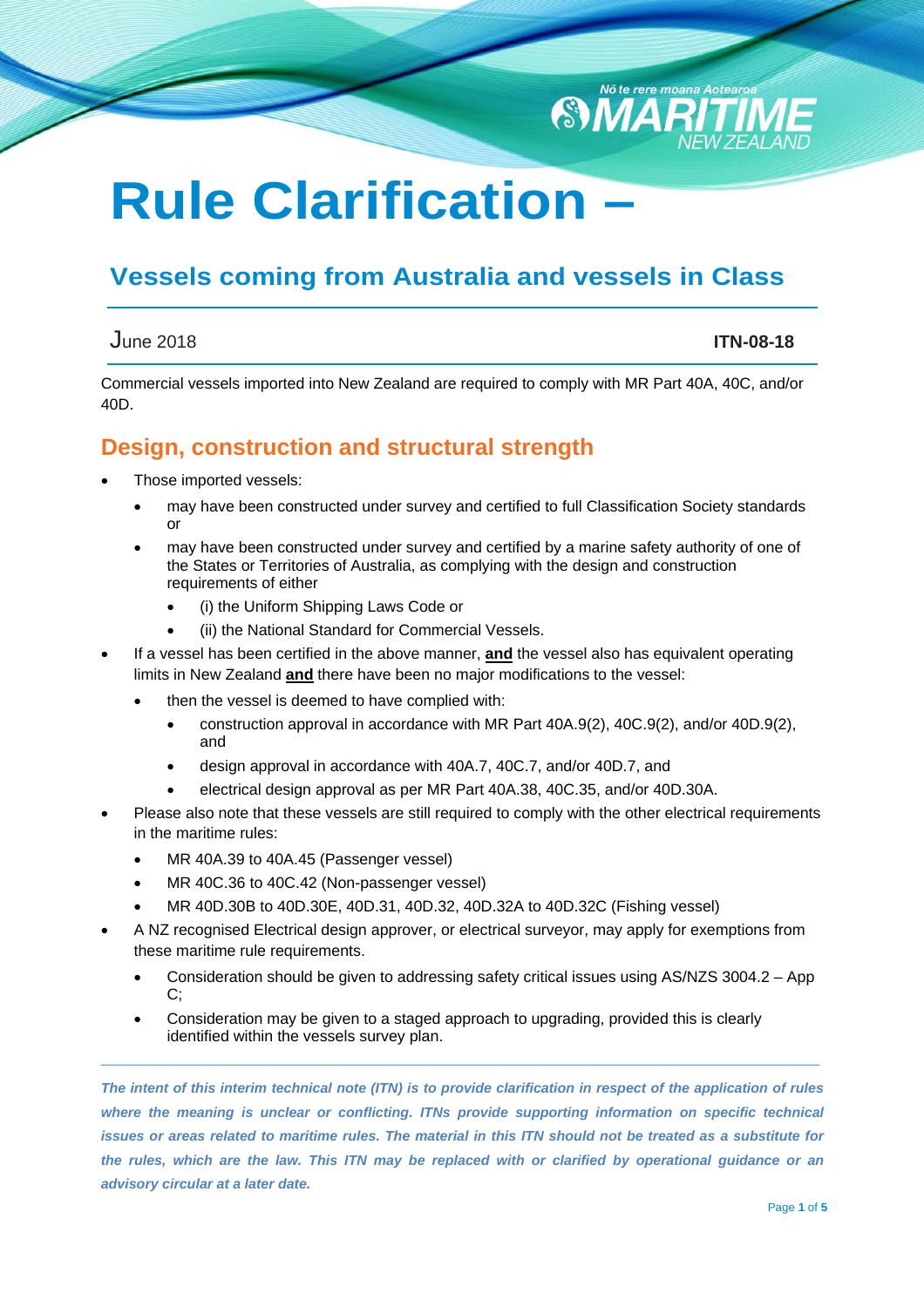# Rule Clarification –

## Vessels coming from Australia and vessels in Class

June 2018 **ITN-08-18**

Commercial vessels imported into New Zealand are required to comply with MR Part 40A, 40C, and/or 40D.

## Design, construction and structural strength

- Those imported vessels:
  - may have been constructed under survey and certified to full Classification Society standards or
  - may have been constructed under survey and certified by a marine safety authority of one of the States or Territories of Australia, as complying with the design and construction requirements of either
    - (i) the Uniform Shipping Laws Code or
    - (ii) the National Standard for Commercial Vessels.
- If a vessel has been certified in the above manner, **and** the vessel also has equivalent operating limits in New Zealand **and** there have been no major modifications to the vessel:
  - then the vessel is deemed to have complied with:
    - construction approval in accordance with MR Part 40A.9(2), 40C.9(2), and/or 40D.9(2), and
    - design approval in accordance with 40A.7, 40C.7, and/or 40D.7, and
    - electrical design approval as per MR Part 40A.38, 40C.35, and/or 40D.30A.
- Please also note that these vessels are still required to comply with the other electrical requirements in the maritime rules:
  - MR 40A.39 to 40A.45 (Passenger vessel)
  - MR 40C.36 to 40C.42 (Non-passenger vessel)
  - MR 40D.30B to 40D.30E, 40D.31, 40D.32, 40D.32A to 40D.32C (Fishing vessel)
- A NZ recognised Electrical design approver, or electrical surveyor, may apply for exemptions from these maritime rule requirements.
  - Consideration should be given to addressing safety critical issues using AS/NZS 3004.2 – App C;
  - Consideration may be given to a staged approach to upgrading, provided this is clearly identified within the vessels survey plan.

---

***The intent of this interim technical note (ITN) is to provide clarification in respect of the application of rules where the meaning is unclear or conflicting. ITNs provide supporting information on specific technical issues or areas related to maritime rules. The material in this ITN should not be treated as a substitute for the rules, which are the law. This ITN may be replaced with or clarified by operational guidance or an advisory circular at a later date.***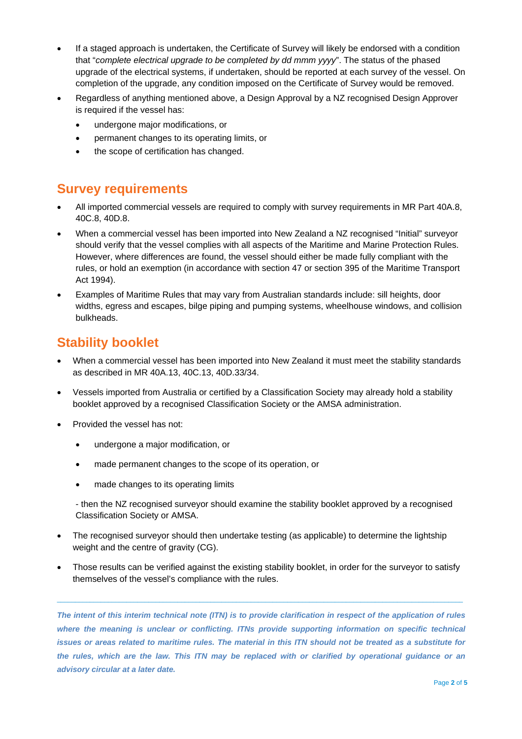- If a staged approach is undertaken, the Certificate of Survey will likely be endorsed with a condition that "*complete electrical upgrade to be completed by dd mmm yyyy*". The status of the phased upgrade of the electrical systems, if undertaken, should be reported at each survey of the vessel. On completion of the upgrade, any condition imposed on the Certificate of Survey would be removed.
- Regardless of anything mentioned above, a Design Approval by a NZ recognised Design Approver is required if the vessel has:
  - undergone major modifications, or
  - permanent changes to its operating limits, or
  - the scope of certification has changed.

## Survey requirements

- All imported commercial vessels are required to comply with survey requirements in MR Part 40A.8, 40C.8, 40D.8.
- When a commercial vessel has been imported into New Zealand a NZ recognised "Initial" surveyor should verify that the vessel complies with all aspects of the Maritime and Marine Protection Rules. However, where differences are found, the vessel should either be made fully compliant with the rules, or hold an exemption (in accordance with section 47 or section 395 of the Maritime Transport Act 1994).
- Examples of Maritime Rules that may vary from Australian standards include: sill heights, door widths, egress and escapes, bilge piping and pumping systems, wheelhouse windows, and collision bulkheads.

## Stability booklet

- When a commercial vessel has been imported into New Zealand it must meet the stability standards as described in MR 40A.13, 40C.13, 40D.33/34.
- Vessels imported from Australia or certified by a Classification Society may already hold a stability booklet approved by a recognised Classification Society or the AMSA administration.
- Provided the vessel has not:
  - undergone a major modification, or
  - made permanent changes to the scope of its operation, or
  - made changes to its operating limits

  \- then the NZ recognised surveyor should examine the stability booklet approved by a recognised Classification Society or AMSA.
- The recognised surveyor should then undertake testing (as applicable) to determine the lightship weight and the centre of gravity (CG).
- Those results can be verified against the existing stability booklet, in order for the surveyor to satisfy themselves of the vessel's compliance with the rules.

---

***The intent of this interim technical note (ITN) is to provide clarification in respect of the application of rules where the meaning is unclear or conflicting. ITNs provide supporting information on specific technical issues or areas related to maritime rules. The material in this ITN should not be treated as a substitute for the rules, which are the law. This ITN may be replaced with or clarified by operational guidance or an advisory circular at a later date.***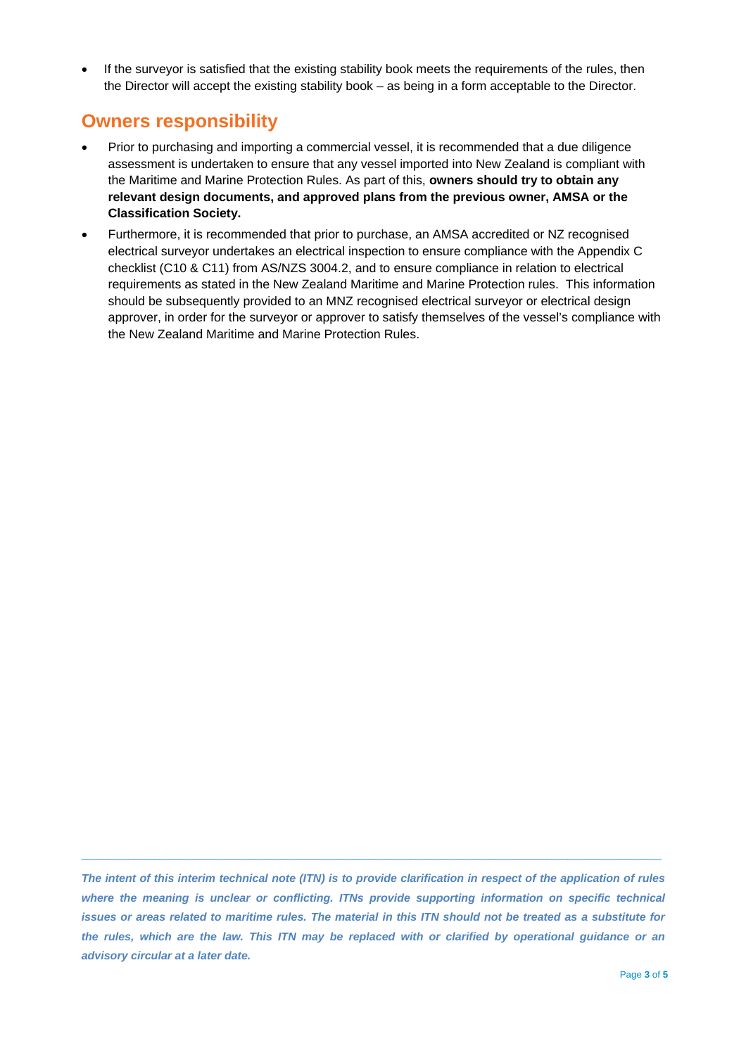- If the surveyor is satisfied that the existing stability book meets the requirements of the rules, then the Director will accept the existing stability book – as being in a form acceptable to the Director.

## Owners responsibility

- Prior to purchasing and importing a commercial vessel, it is recommended that a due diligence assessment is undertaken to ensure that any vessel imported into New Zealand is compliant with the Maritime and Marine Protection Rules. As part of this, **owners should try to obtain any relevant design documents, and approved plans from the previous owner, AMSA or the Classification Society.**
- Furthermore, it is recommended that prior to purchase, an AMSA accredited or NZ recognised electrical surveyor undertakes an electrical inspection to ensure compliance with the Appendix C checklist (C10 & C11) from AS/NZS 3004.2, and to ensure compliance in relation to electrical requirements as stated in the New Zealand Maritime and Marine Protection rules. This information should be subsequently provided to an MNZ recognised electrical surveyor or electrical design approver, in order for the surveyor or approver to satisfy themselves of the vessel's compliance with the New Zealand Maritime and Marine Protection Rules.

***The intent of this interim technical note (ITN) is to provide clarification in respect of the application of rules where the meaning is unclear or conflicting. ITNs provide supporting information on specific technical issues or areas related to maritime rules. The material in this ITN should not be treated as a substitute for the rules, which are the law. This ITN may be replaced with or clarified by operational guidance or an advisory circular at a later date.***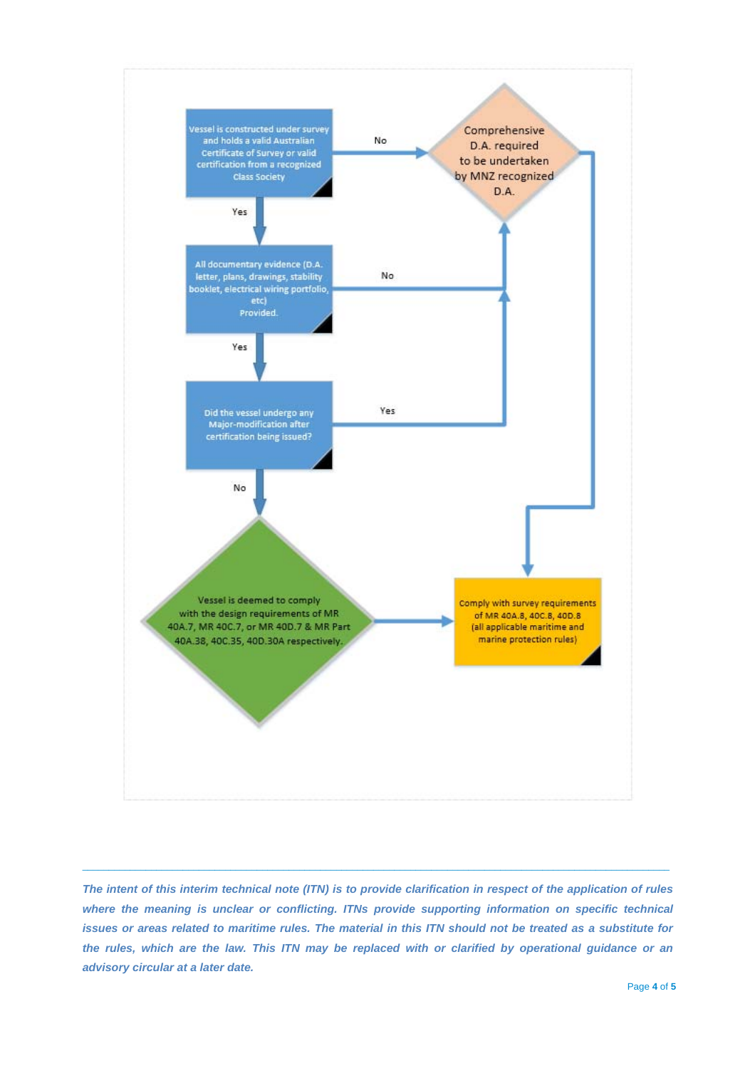Vessel is constructed under survey and holds a valid Australian Certificate of Survey or valid certification from a recognized Class Society

No → Comprehensive D.A. required to be undertaken by MNZ recognized D.A.

Yes ↓

All documentary evidence (D.A. letter, plans, drawings, stability booklet, electrical wiring portfolio, etc) Provided.

No → Comprehensive D.A. required to be undertaken by MNZ recognized D.A.

Yes ↓

Did the vessel undergo any Major-modification after certification being issued?

Yes → Comprehensive D.A. required to be undertaken by MNZ recognized D.A.

No ↓

Vessel is deemed to comply with the design requirements of MR 40A.7, MR 40C.7, or MR 40D.7 & MR Part 40A.38, 40C.35, 40D.30A respectively.

→ Comply with survey requirements of MR 40A.8, 40C.8, 40D.8 (all applicable maritime and marine protection rules)

Comprehensive D.A. required to be undertaken by MNZ recognized D.A. → Comply with survey requirements of MR 40A.8, 40C.8, 40D.8 (all applicable maritime and marine protection rules)

---

*The intent of this interim technical note (ITN) is to provide clarification in respect of the application of rules where the meaning is unclear or conflicting. ITNs provide supporting information on specific technical issues or areas related to maritime rules. The material in this ITN should not be treated as a substitute for the rules, which are the law. This ITN may be replaced with or clarified by operational guidance or an advisory circular at a later date.*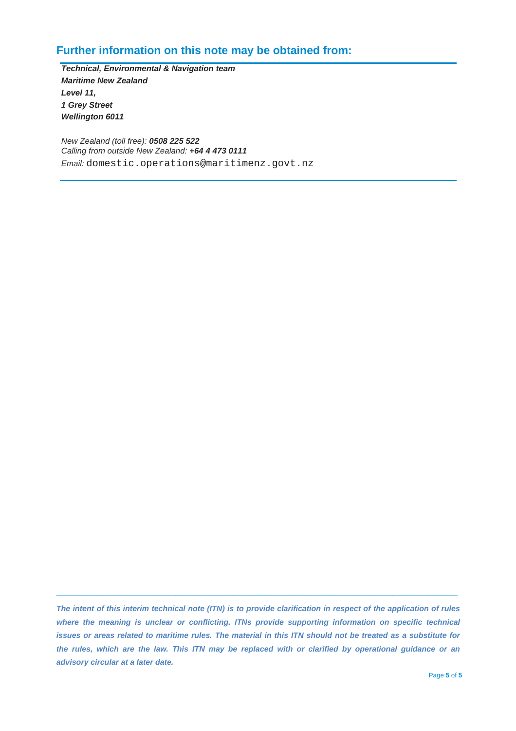## Further information on this note may be obtained from:

***Technical, Environmental & Navigation team***
***Maritime New Zealand***
***Level 11,***
***1 Grey Street***
***Wellington 6011***

*New Zealand (toll free):* ***0508 225 522***
*Calling from outside New Zealand:* ***+64 4 473 0111***
*Email:* domestic.operations@maritimenz.govt.nz

---

***The intent of this interim technical note (ITN) is to provide clarification in respect of the application of rules where the meaning is unclear or conflicting. ITNs provide supporting information on specific technical issues or areas related to maritime rules. The material in this ITN should not be treated as a substitute for the rules, which are the law. This ITN may be replaced with or clarified by operational guidance or an advisory circular at a later date.***